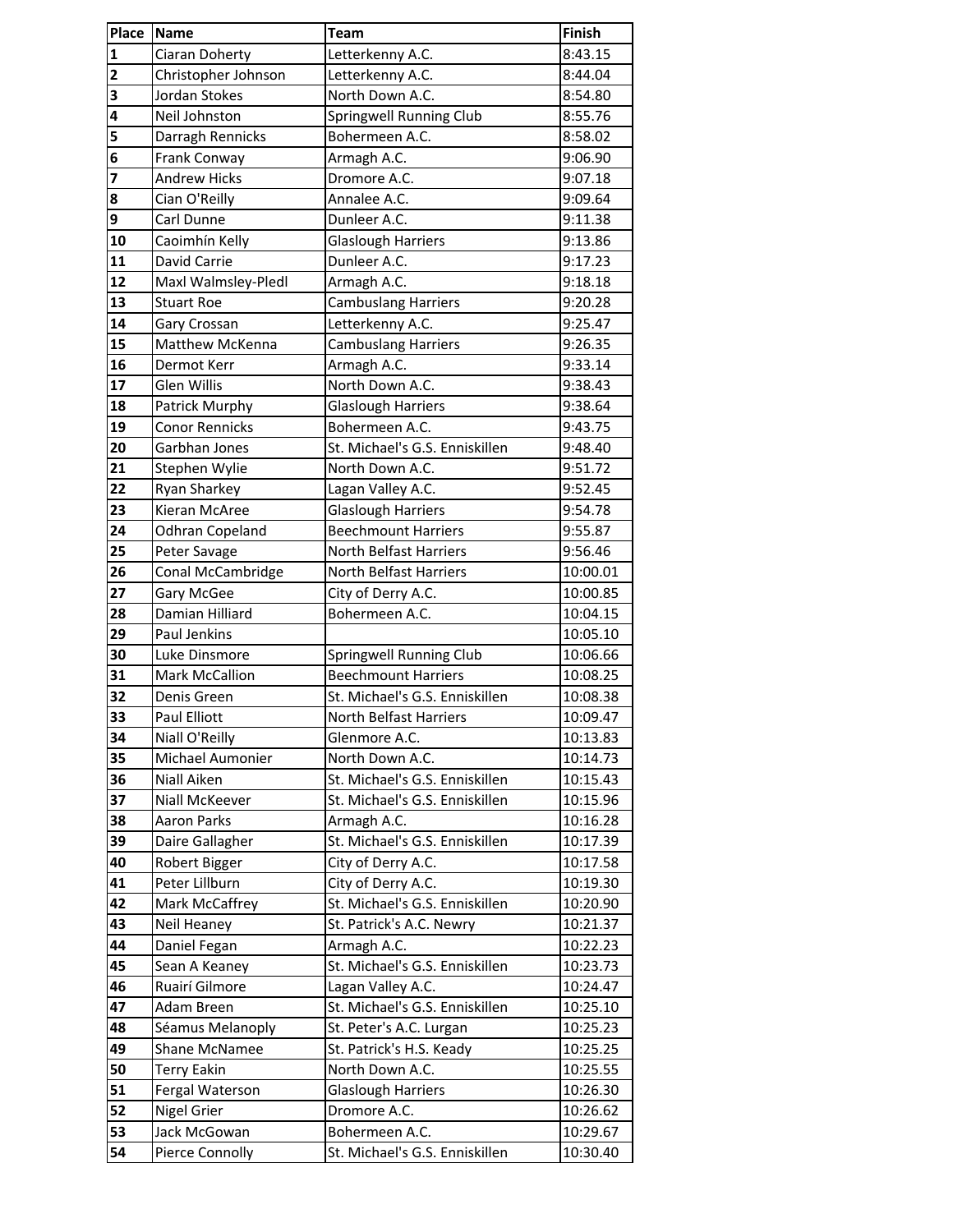| Place | Name | Team | Finish |
| --- | --- | --- | --- |
| 1 | Ciaran Doherty | Letterkenny A.C. | 8:43.15 |
| 2 | Christopher Johnson | Letterkenny A.C. | 8:44.04 |
| 3 | Jordan Stokes | North Down A.C. | 8:54.80 |
| 4 | Neil Johnston | Springwell Running Club | 8:55.76 |
| 5 | Darragh Rennicks | Bohermeen A.C. | 8:58.02 |
| 6 | Frank Conway | Armagh A.C. | 9:06.90 |
| 7 | Andrew Hicks | Dromore A.C. | 9:07.18 |
| 8 | Cian O'Reilly | Annalee A.C. | 9:09.64 |
| 9 | Carl Dunne | Dunleer A.C. | 9:11.38 |
| 10 | Caoimhín Kelly | Glaslough Harriers | 9:13.86 |
| 11 | David Carrie | Dunleer A.C. | 9:17.23 |
| 12 | Maxl Walmsley-Pledl | Armagh A.C. | 9:18.18 |
| 13 | Stuart Roe | Cambuslang Harriers | 9:20.28 |
| 14 | Gary Crossan | Letterkenny A.C. | 9:25.47 |
| 15 | Matthew McKenna | Cambuslang Harriers | 9:26.35 |
| 16 | Dermot Kerr | Armagh A.C. | 9:33.14 |
| 17 | Glen Willis | North Down A.C. | 9:38.43 |
| 18 | Patrick Murphy | Glaslough Harriers | 9:38.64 |
| 19 | Conor Rennicks | Bohermeen A.C. | 9:43.75 |
| 20 | Garbhan Jones | St. Michael's G.S. Enniskillen | 9:48.40 |
| 21 | Stephen Wylie | North Down A.C. | 9:51.72 |
| 22 | Ryan Sharkey | Lagan Valley A.C. | 9:52.45 |
| 23 | Kieran McAree | Glaslough Harriers | 9:54.78 |
| 24 | Odhran Copeland | Beechmount Harriers | 9:55.87 |
| 25 | Peter Savage | North Belfast Harriers | 9:56.46 |
| 26 | Conal McCambridge | North Belfast Harriers | 10:00.01 |
| 27 | Gary McGee | City of Derry A.C. | 10:00.85 |
| 28 | Damian Hilliard | Bohermeen A.C. | 10:04.15 |
| 29 | Paul Jenkins | | 10:05.10 |
| 30 | Luke Dinsmore | Springwell Running Club | 10:06.66 |
| 31 | Mark McCallion | Beechmount Harriers | 10:08.25 |
| 32 | Denis Green | St. Michael's G.S. Enniskillen | 10:08.38 |
| 33 | Paul Elliott | North Belfast Harriers | 10:09.47 |
| 34 | Niall O'Reilly | Glenmore A.C. | 10:13.83 |
| 35 | Michael Aumonier | North Down A.C. | 10:14.73 |
| 36 | Niall Aiken | St. Michael's G.S. Enniskillen | 10:15.43 |
| 37 | Niall McKeever | St. Michael's G.S. Enniskillen | 10:15.96 |
| 38 | Aaron Parks | Armagh A.C. | 10:16.28 |
| 39 | Daire Gallagher | St. Michael's G.S. Enniskillen | 10:17.39 |
| 40 | Robert Bigger | City of Derry A.C. | 10:17.58 |
| 41 | Peter Lillburn | City of Derry A.C. | 10:19.30 |
| 42 | Mark McCaffrey | St. Michael's G.S. Enniskillen | 10:20.90 |
| 43 | Neil Heaney | St. Patrick's A.C. Newry | 10:21.37 |
| 44 | Daniel Fegan | Armagh A.C. | 10:22.23 |
| 45 | Sean A Keaney | St. Michael's G.S. Enniskillen | 10:23.73 |
| 46 | Ruairí Gilmore | Lagan Valley A.C. | 10:24.47 |
| 47 | Adam Breen | St. Michael's G.S. Enniskillen | 10:25.10 |
| 48 | Séamus Melanoply | St. Peter's A.C. Lurgan | 10:25.23 |
| 49 | Shane McNamee | St. Patrick's H.S. Keady | 10:25.25 |
| 50 | Terry Eakin | North Down A.C. | 10:25.55 |
| 51 | Fergal Waterson | Glaslough Harriers | 10:26.30 |
| 52 | Nigel Grier | Dromore A.C. | 10:26.62 |
| 53 | Jack McGowan | Bohermeen A.C. | 10:29.67 |
| 54 | Pierce Connolly | St. Michael's G.S. Enniskillen | 10:30.40 |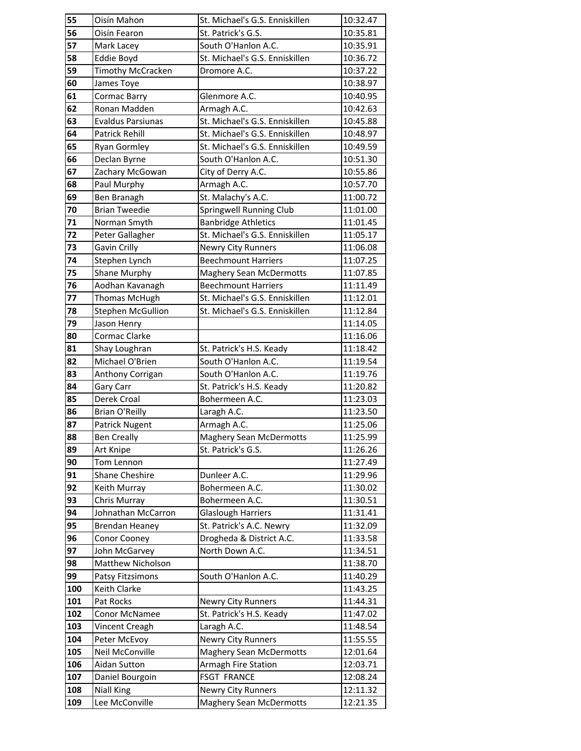| 55 | Oisín Mahon | St. Michael's G.S. Enniskillen | 10:32.47 |
|---|---|---|---|
| 56 | Oisín Fearon | St. Patrick's G.S. | 10:35.81 |
| 57 | Mark Lacey | South O'Hanlon A.C. | 10:35.91 |
| 58 | Eddie Boyd | St. Michael's G.S. Enniskillen | 10:36.72 |
| 59 | Timothy McCracken | Dromore A.C. | 10:37.22 |
| 60 | James Toye | | 10:38.97 |
| 61 | Cormac Barry | Glenmore A.C. | 10:40.95 |
| 62 | Ronan Madden | Armagh A.C. | 10:42.63 |
| 63 | Evaldus Parsiunas | St. Michael's G.S. Enniskillen | 10:45.88 |
| 64 | Patrick Rehill | St. Michael's G.S. Enniskillen | 10:48.97 |
| 65 | Ryan Gormley | St. Michael's G.S. Enniskillen | 10:49.59 |
| 66 | Declan Byrne | South O'Hanlon A.C. | 10:51.30 |
| 67 | Zachary McGowan | City of Derry A.C. | 10:55.86 |
| 68 | Paul Murphy | Armagh A.C. | 10:57.70 |
| 69 | Ben Branagh | St. Malachy's A.C. | 11:00.72 |
| 70 | Brian Tweedie | Springwell Running Club | 11:01.00 |
| 71 | Norman Smyth | Banbridge Athletics | 11:01.45 |
| 72 | Peter Gallagher | St. Michael's G.S. Enniskillen | 11:05.17 |
| 73 | Gavin Crilly | Newry City Runners | 11:06.08 |
| 74 | Stephen Lynch | Beechmount Harriers | 11:07.25 |
| 75 | Shane Murphy | Maghery Sean McDermotts | 11:07.85 |
| 76 | Aodhan Kavanagh | Beechmount Harriers | 11:11.49 |
| 77 | Thomas McHugh | St. Michael's G.S. Enniskillen | 11:12.01 |
| 78 | Stephen McGullion | St. Michael's G.S. Enniskillen | 11:12.84 |
| 79 | Jason Henry | | 11:14.05 |
| 80 | Cormac Clarke | | 11:16.06 |
| 81 | Shay Loughran | St. Patrick's H.S. Keady | 11:18.42 |
| 82 | Michael O'Brien | South O'Hanlon A.C. | 11:19.54 |
| 83 | Anthony Corrigan | South O'Hanlon A.C. | 11:19.76 |
| 84 | Gary Carr | St. Patrick's H.S. Keady | 11:20.82 |
| 85 | Derek Croal | Bohermeen A.C. | 11:23.03 |
| 86 | Brian O'Reilly | Laragh A.C. | 11:23.50 |
| 87 | Patrick Nugent | Armagh A.C. | 11:25.06 |
| 88 | Ben Creally | Maghery Sean McDermotts | 11:25.99 |
| 89 | Art Knipe | St. Patrick's G.S. | 11:26.26 |
| 90 | Tom Lennon | | 11:27.49 |
| 91 | Shane Cheshire | Dunleer A.C. | 11:29.96 |
| 92 | Keith Murray | Bohermeen A.C. | 11:30.02 |
| 93 | Chris Murray | Bohermeen A.C. | 11:30.51 |
| 94 | Johnathan McCarron | Glaslough Harriers | 11:31.41 |
| 95 | Brendan Heaney | St. Patrick's A.C. Newry | 11:32.09 |
| 96 | Conor Cooney | Drogheda & District A.C. | 11:33.58 |
| 97 | John McGarvey | North Down A.C. | 11:34.51 |
| 98 | Matthew Nicholson | | 11:38.70 |
| 99 | Patsy Fitzsimons | South O'Hanlon A.C. | 11:40.29 |
| 100 | Keith Clarke | | 11:43.25 |
| 101 | Pat Rocks | Newry City Runners | 11:44.31 |
| 102 | Conor McNamee | St. Patrick's H.S. Keady | 11:47.02 |
| 103 | Vincent Creagh | Laragh A.C. | 11:48.54 |
| 104 | Peter McEvoy | Newry City Runners | 11:55.55 |
| 105 | Neil McConville | Maghery Sean McDermotts | 12:01.64 |
| 106 | Aidan Sutton | Armagh Fire Station | 12:03.71 |
| 107 | Daniel Bourgoin | FSGT FRANCE | 12:08.24 |
| 108 | Niall King | Newry City Runners | 12:11.32 |
| 109 | Lee McConville | Maghery Sean McDermotts | 12:21.35 |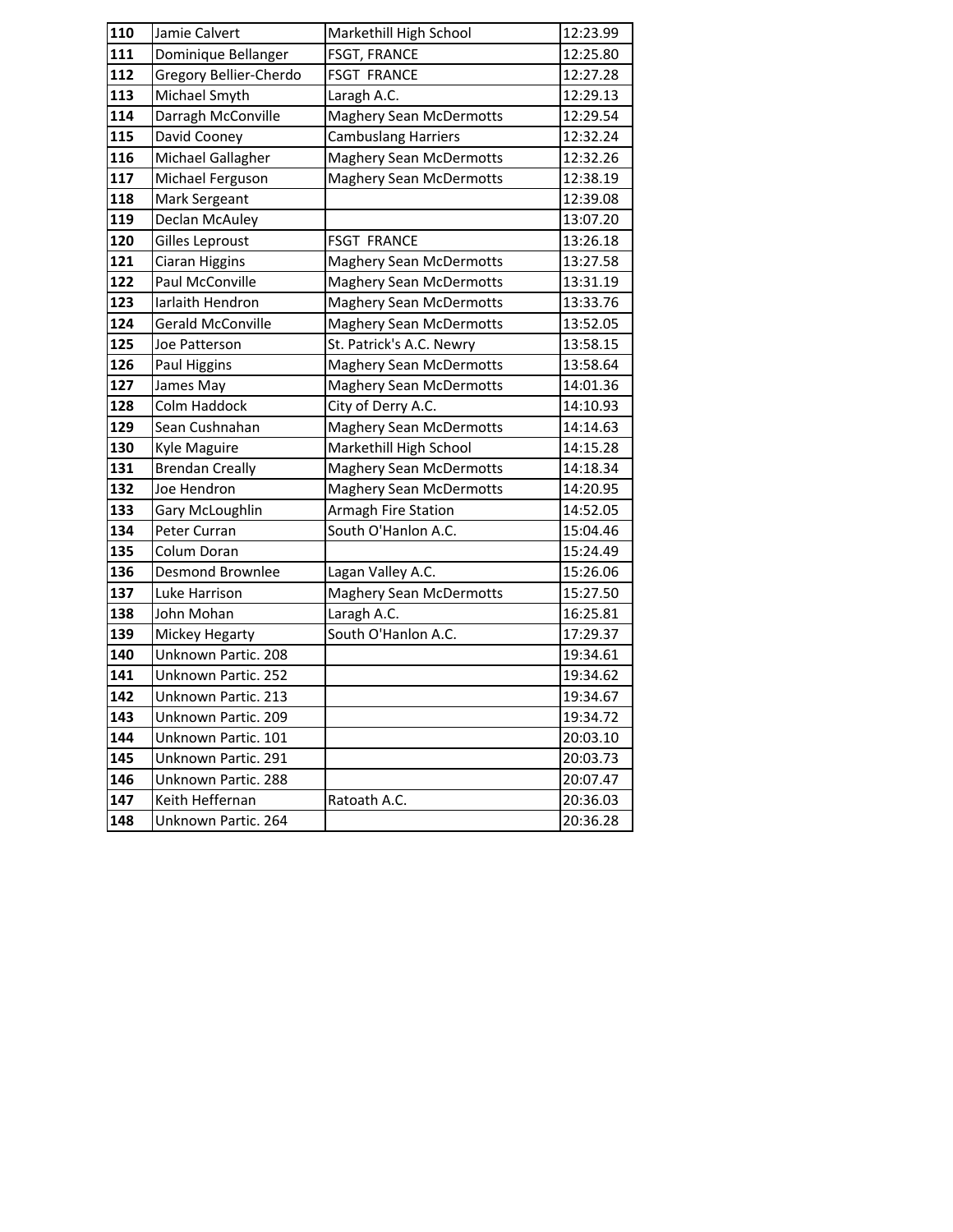| | | | |
|---|---|---|---|
| **110** | Jamie Calvert | Markethill High School | 12:23.99 |
| **111** | Dominique Bellanger | FSGT, FRANCE | 12:25.80 |
| **112** | Gregory Bellier-Cherdo | FSGT FRANCE | 12:27.28 |
| **113** | Michael Smyth | Laragh A.C. | 12:29.13 |
| **114** | Darragh McConville | Maghery Sean McDermotts | 12:29.54 |
| **115** | David Cooney | Cambuslang Harriers | 12:32.24 |
| **116** | Michael Gallagher | Maghery Sean McDermotts | 12:32.26 |
| **117** | Michael Ferguson | Maghery Sean McDermotts | 12:38.19 |
| **118** | Mark Sergeant | | 12:39.08 |
| **119** | Declan McAuley | | 13:07.20 |
| **120** | Gilles Leproust | FSGT FRANCE | 13:26.18 |
| **121** | Ciaran Higgins | Maghery Sean McDermotts | 13:27.58 |
| **122** | Paul McConville | Maghery Sean McDermotts | 13:31.19 |
| **123** | Iarlaith Hendron | Maghery Sean McDermotts | 13:33.76 |
| **124** | Gerald McConville | Maghery Sean McDermotts | 13:52.05 |
| **125** | Joe Patterson | St. Patrick's A.C. Newry | 13:58.15 |
| **126** | Paul Higgins | Maghery Sean McDermotts | 13:58.64 |
| **127** | James May | Maghery Sean McDermotts | 14:01.36 |
| **128** | Colm Haddock | City of Derry A.C. | 14:10.93 |
| **129** | Sean Cushnahan | Maghery Sean McDermotts | 14:14.63 |
| **130** | Kyle Maguire | Markethill High School | 14:15.28 |
| **131** | Brendan Creally | Maghery Sean McDermotts | 14:18.34 |
| **132** | Joe Hendron | Maghery Sean McDermotts | 14:20.95 |
| **133** | Gary McLoughlin | Armagh Fire Station | 14:52.05 |
| **134** | Peter Curran | South O'Hanlon A.C. | 15:04.46 |
| **135** | Colum Doran | | 15:24.49 |
| **136** | Desmond Brownlee | Lagan Valley A.C. | 15:26.06 |
| **137** | Luke Harrison | Maghery Sean McDermotts | 15:27.50 |
| **138** | John Mohan | Laragh A.C. | 16:25.81 |
| **139** | Mickey Hegarty | South O'Hanlon A.C. | 17:29.37 |
| **140** | Unknown Partic. 208 | | 19:34.61 |
| **141** | Unknown Partic. 252 | | 19:34.62 |
| **142** | Unknown Partic. 213 | | 19:34.67 |
| **143** | Unknown Partic. 209 | | 19:34.72 |
| **144** | Unknown Partic. 101 | | 20:03.10 |
| **145** | Unknown Partic. 291 | | 20:03.73 |
| **146** | Unknown Partic. 288 | | 20:07.47 |
| **147** | Keith Heffernan | Ratoath A.C. | 20:36.03 |
| **148** | Unknown Partic. 264 | | 20:36.28 |